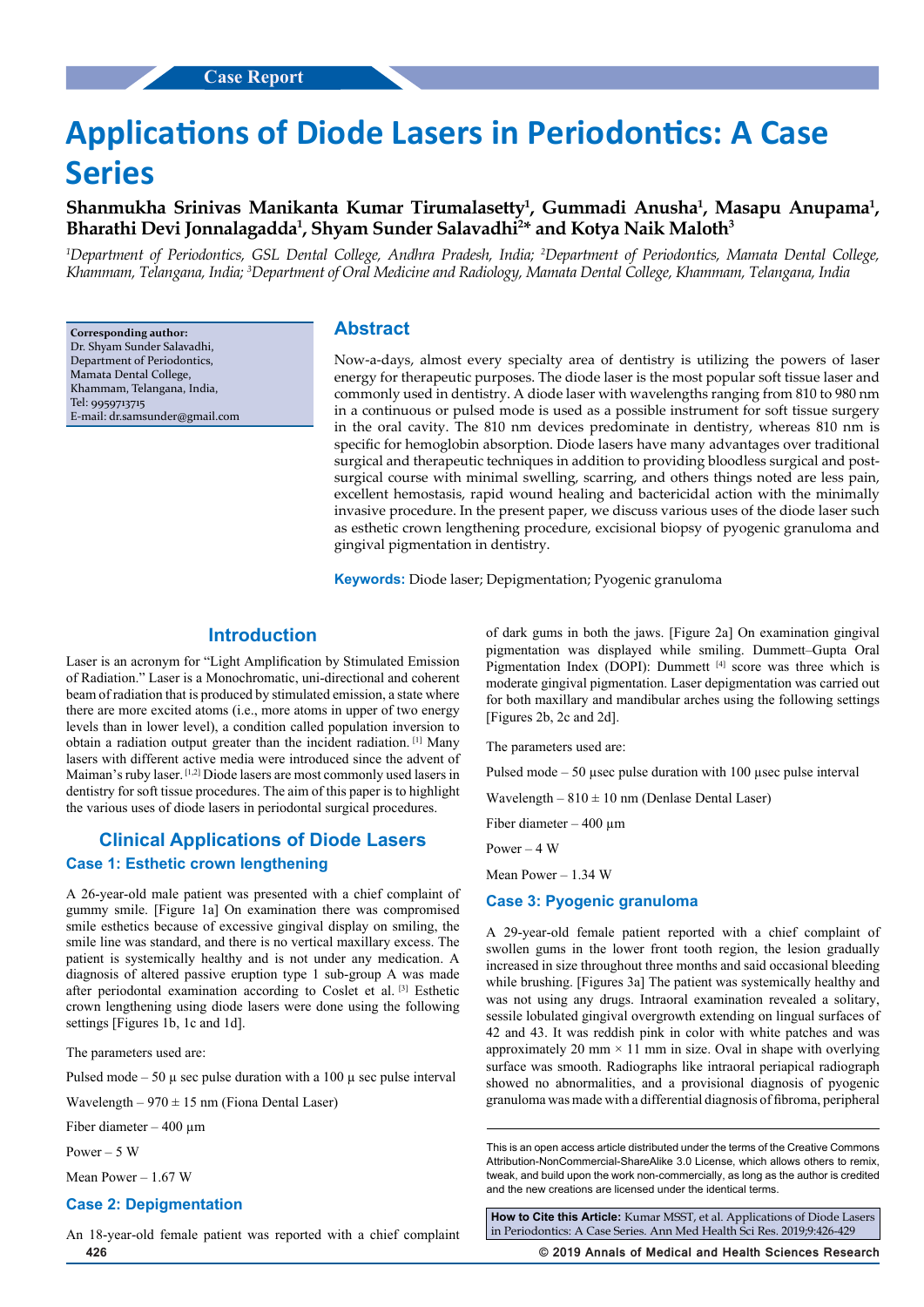Case Report

# Applications of Diode Lasers in Periodontics: A Case Series

**Shanmukha Srinivas Manikanta Kumar Tirumalasetty[1], Gummadi Anusha[1], Masapu Anupama[1], Bharathi Devi Jonnalagadda[1], Shyam Sunder Salavadhi[2]\* and Kotya Naik Maloth[3]**

*[1]Department of Periodontics, GSL Dental College, Andhra Pradesh, India; [2]Department of Periodontics, Mamata Dental College, Khammam, Telangana, India; [3]Department of Oral Medicine and Radiology, Mamata Dental College, Khammam, Telangana, India*

**Corresponding author:**
Dr. Shyam Sunder Salavadhi,
Department of Periodontics,
Mamata Dental College,
Khammam, Telangana, India,
Tel: 9959713715
E-mail: dr.samsunder@gmail.com

## Abstract

Now-a-days, almost every specialty area of dentistry is utilizing the powers of laser energy for therapeutic purposes. The diode laser is the most popular soft tissue laser and commonly used in dentistry. A diode laser with wavelengths ranging from 810 to 980 nm in a continuous or pulsed mode is used as a possible instrument for soft tissue surgery in the oral cavity. The 810 nm devices predominate in dentistry, whereas 810 nm is specific for hemoglobin absorption. Diode lasers have many advantages over traditional surgical and therapeutic techniques in addition to providing bloodless surgical and post-surgical course with minimal swelling, scarring, and others things noted are less pain, excellent hemostasis, rapid wound healing and bactericidal action with the minimally invasive procedure. In the present paper, we discuss various uses of the diode laser such as esthetic crown lengthening procedure, excisional biopsy of pyogenic granuloma and gingival pigmentation in dentistry.

**Keywords:** Diode laser; Depigmentation; Pyogenic granuloma

## Introduction

Laser is an acronym for "Light Amplification by Stimulated Emission of Radiation." Laser is a Monochromatic, uni-directional and coherent beam of radiation that is produced by stimulated emission, a state where there are more excited atoms (i.e., more atoms in upper of two energy levels than in lower level), a condition called population inversion to obtain a radiation output greater than the incident radiation. [1] Many lasers with different active media were introduced since the advent of Maiman's ruby laser. [1,2] Diode lasers are most commonly used lasers in dentistry for soft tissue procedures. The aim of this paper is to highlight the various uses of diode lasers in periodontal surgical procedures.

## Clinical Applications of Diode Lasers

### Case 1: Esthetic crown lengthening

A 26-year-old male patient was presented with a chief complaint of gummy smile. [Figure 1a] On examination there was compromised smile esthetics because of excessive gingival display on smiling, the smile line was standard, and there is no vertical maxillary excess. The patient is systemically healthy and is not under any medication. A diagnosis of altered passive eruption type 1 sub-group A was made after periodontal examination according to Coslet et al. [3] Esthetic crown lengthening using diode lasers were done using the following settings [Figures 1b, 1c and 1d].

The parameters used are:

Pulsed mode – 50 µ sec pulse duration with a 100 µ sec pulse interval

Wavelength – 970 ± 15 nm (Fiona Dental Laser)

Fiber diameter – 400 µm

Power – 5 W

Mean Power – 1.67 W

### Case 2: Depigmentation

An 18-year-old female patient was reported with a chief complaint of dark gums in both the jaws. [Figure 2a] On examination gingival pigmentation was displayed while smiling. Dummett–Gupta Oral Pigmentation Index (DOPI): Dummett [4] score was three which is moderate gingival pigmentation. Laser depigmentation was carried out for both maxillary and mandibular arches using the following settings [Figures 2b, 2c and 2d].

The parameters used are:

Pulsed mode – 50 µsec pulse duration with 100 µsec pulse interval

Wavelength – 810 ± 10 nm (Denlase Dental Laser)

Fiber diameter – 400 µm

Power – 4 W

Mean Power – 1.34 W

### Case 3: Pyogenic granuloma

A 29-year-old female patient reported with a chief complaint of swollen gums in the lower front tooth region, the lesion gradually increased in size throughout three months and said occasional bleeding while brushing. [Figures 3a] The patient was systemically healthy and was not using any drugs. Intraoral examination revealed a solitary, sessile lobulated gingival overgrowth extending on lingual surfaces of 42 and 43. It was reddish pink in color with white patches and was approximately 20 mm × 11 mm in size. Oval in shape with overlying surface was smooth. Radiographs like intraoral periapical radiograph showed no abnormalities, and a provisional diagnosis of pyogenic granuloma was made with a differential diagnosis of fibroma, peripheral

This is an open access article distributed under the terms of the Creative Commons Attribution-NonCommercial-ShareAlike 3.0 License, which allows others to remix, tweak, and build upon the work non-commercially, as long as the author is credited and the new creations are licensed under the identical terms.

**How to Cite this Article:** Kumar MSST, et al. Applications of Diode Lasers in Periodontics: A Case Series. Ann Med Health Sci Res. 2019;9:426-429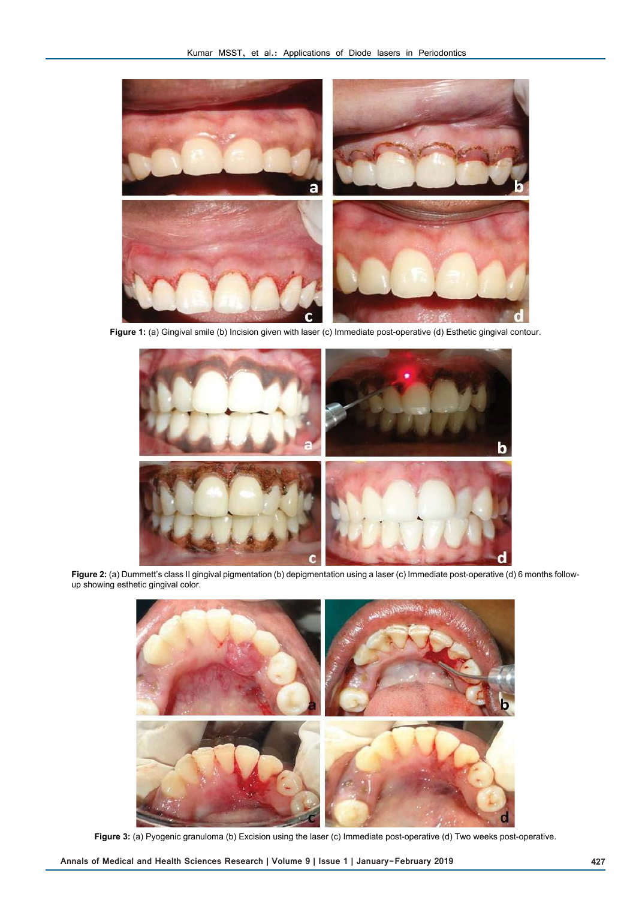**Figure 1:** (a) Gingival smile (b) Incision given with laser (c) Immediate post-operative (d) Esthetic gingival contour.

**Figure 2:** (a) Dummett's class II gingival pigmentation (b) depigmentation using a laser (c) Immediate post-operative (d) 6 months follow-up showing esthetic gingival color.

**Figure 3:** (a) Pyogenic granuloma (b) Excision using the laser (c) Immediate post-operative (d) Two weeks post-operative.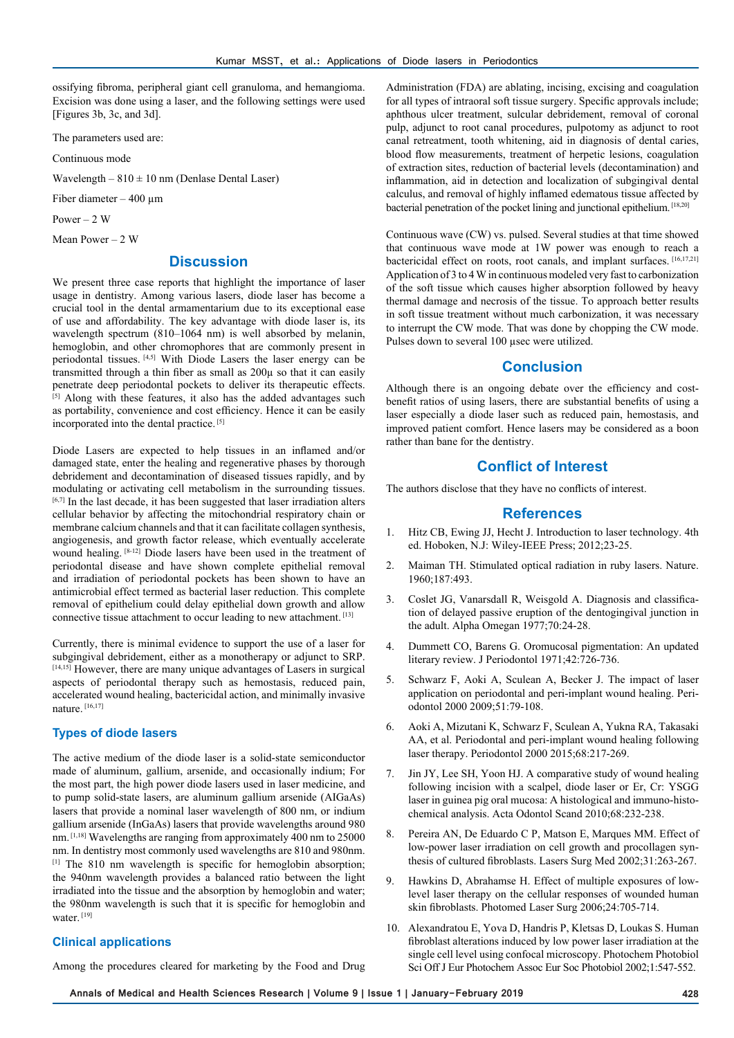ossifying fibroma, peripheral giant cell granuloma, and hemangioma. Excision was done using a laser, and the following settings were used [Figures 3b, 3c, and 3d].

The parameters used are:

Continuous mode

Wavelength – 810 ± 10 nm (Denlase Dental Laser)

Fiber diameter – 400 µm

Power – 2 W

Mean Power – 2 W

## Discussion

We present three case reports that highlight the importance of laser usage in dentistry. Among various lasers, diode laser has become a crucial tool in the dental armamentarium due to its exceptional ease of use and affordability. The key advantage with diode laser is, its wavelength spectrum (810–1064 nm) is well absorbed by melanin, hemoglobin, and other chromophores that are commonly present in periodontal tissues. [4,5] With Diode Lasers the laser energy can be transmitted through a thin fiber as small as 200µ so that it can easily penetrate deep periodontal pockets to deliver its therapeutic effects. [5] Along with these features, it also has the added advantages such as portability, convenience and cost efficiency. Hence it can be easily incorporated into the dental practice. [5]

Diode Lasers are expected to help tissues in an inflamed and/or damaged state, enter the healing and regenerative phases by thorough debridement and decontamination of diseased tissues rapidly, and by modulating or activating cell metabolism in the surrounding tissues. [6,7] In the last decade, it has been suggested that laser irradiation alters cellular behavior by affecting the mitochondrial respiratory chain or membrane calcium channels and that it can facilitate collagen synthesis, angiogenesis, and growth factor release, which eventually accelerate wound healing. [8-12] Diode lasers have been used in the treatment of periodontal disease and have shown complete epithelial removal and irradiation of periodontal pockets has been shown to have an antimicrobial effect termed as bacterial laser reduction. This complete removal of epithelium could delay epithelial down growth and allow connective tissue attachment to occur leading to new attachment. [13]

Currently, there is minimal evidence to support the use of a laser for subgingival debridement, either as a monotherapy or adjunct to SRP. [14,15] However, there are many unique advantages of Lasers in surgical aspects of periodontal therapy such as hemostasis, reduced pain, accelerated wound healing, bactericidal action, and minimally invasive nature. [16,17]

### Types of diode lasers

The active medium of the diode laser is a solid-state semiconductor made of aluminum, gallium, arsenide, and occasionally indium; For the most part, the high power diode lasers used in laser medicine, and to pump solid-state lasers, are aluminum gallium arsenide (AlGaAs) lasers that provide a nominal laser wavelength of 800 nm, or indium gallium arsenide (InGaAs) lasers that provide wavelengths around 980 nm. [1,18] Wavelengths are ranging from approximately 400 nm to 25000 nm. In dentistry most commonly used wavelengths are 810 and 980nm. [1] The 810 nm wavelength is specific for hemoglobin absorption; the 940nm wavelength provides a balanced ratio between the light irradiated into the tissue and the absorption by hemoglobin and water; the 980nm wavelength is such that it is specific for hemoglobin and water. [19]

### Clinical applications

Among the procedures cleared for marketing by the Food and Drug Administration (FDA) are ablating, incising, excising and coagulation for all types of intraoral soft tissue surgery. Specific approvals include; aphthous ulcer treatment, sulcular debridement, removal of coronal pulp, adjunct to root canal procedures, pulpotomy as adjunct to root canal retreatment, tooth whitening, aid in diagnosis of dental caries, blood flow measurements, treatment of herpetic lesions, coagulation of extraction sites, reduction of bacterial levels (decontamination) and inflammation, aid in detection and localization of subgingival dental calculus, and removal of highly inflamed edematous tissue affected by bacterial penetration of the pocket lining and junctional epithelium. [18,20]

Continuous wave (CW) vs. pulsed. Several studies at that time showed that continuous wave mode at 1W power was enough to reach a bactericidal effect on roots, root canals, and implant surfaces. [16,17,21] Application of 3 to 4 W in continuous modeled very fast to carbonization of the soft tissue which causes higher absorption followed by heavy thermal damage and necrosis of the tissue. To approach better results in soft tissue treatment without much carbonization, it was necessary to interrupt the CW mode. That was done by chopping the CW mode. Pulses down to several 100 µsec were utilized.

## Conclusion

Although there is an ongoing debate over the efficiency and cost-benefit ratios of using lasers, there are substantial benefits of using a laser especially a diode laser such as reduced pain, hemostasis, and improved patient comfort. Hence lasers may be considered as a boon rather than bane for the dentistry.

## Conflict of Interest

The authors disclose that they have no conflicts of interest.

## References

1. Hitz CB, Ewing JJ, Hecht J. Introduction to laser technology. 4th ed. Hoboken, N.J: Wiley-IEEE Press; 2012;23-25.
2. Maiman TH. Stimulated optical radiation in ruby lasers. Nature. 1960;187:493.
3. Coslet JG, Vanarsdall R, Weisgold A. Diagnosis and classification of delayed passive eruption of the dentogingival junction in the adult. Alpha Omegan 1977;70:24-28.
4. Dummett CO, Barens G. Oromucosal pigmentation: An updated literary review. J Periodontol 1971;42:726-736.
5. Schwarz F, Aoki A, Sculean A, Becker J. The impact of laser application on periodontal and peri-implant wound healing. Periodontol 2000 2009;51:79-108.
6. Aoki A, Mizutani K, Schwarz F, Sculean A, Yukna RA, Takasaki AA, et al. Periodontal and peri-implant wound healing following laser therapy. Periodontol 2000 2015;68:217-269.
7. Jin JY, Lee SH, Yoon HJ. A comparative study of wound healing following incision with a scalpel, diode laser or Er, Cr: YSGG laser in guinea pig oral mucosa: A histological and immuno-histochemical analysis. Acta Odontol Scand 2010;68:232-238.
8. Pereira AN, De Eduardo C P, Matson E, Marques MM. Effect of low-power laser irradiation on cell growth and procollagen synthesis of cultured fibroblasts. Lasers Surg Med 2002;31:263-267.
9. Hawkins D, Abrahamse H. Effect of multiple exposures of low-level laser therapy on the cellular responses of wounded human skin fibroblasts. Photomed Laser Surg 2006;24:705-714.
10. Alexandratou E, Yova D, Handris P, Kletsas D, Loukas S. Human fibroblast alterations induced by low power laser irradiation at the single cell level using confocal microscopy. Photochem Photobiol Sci Off J Eur Photochem Assoc Eur Soc Photobiol 2002;1:547-552.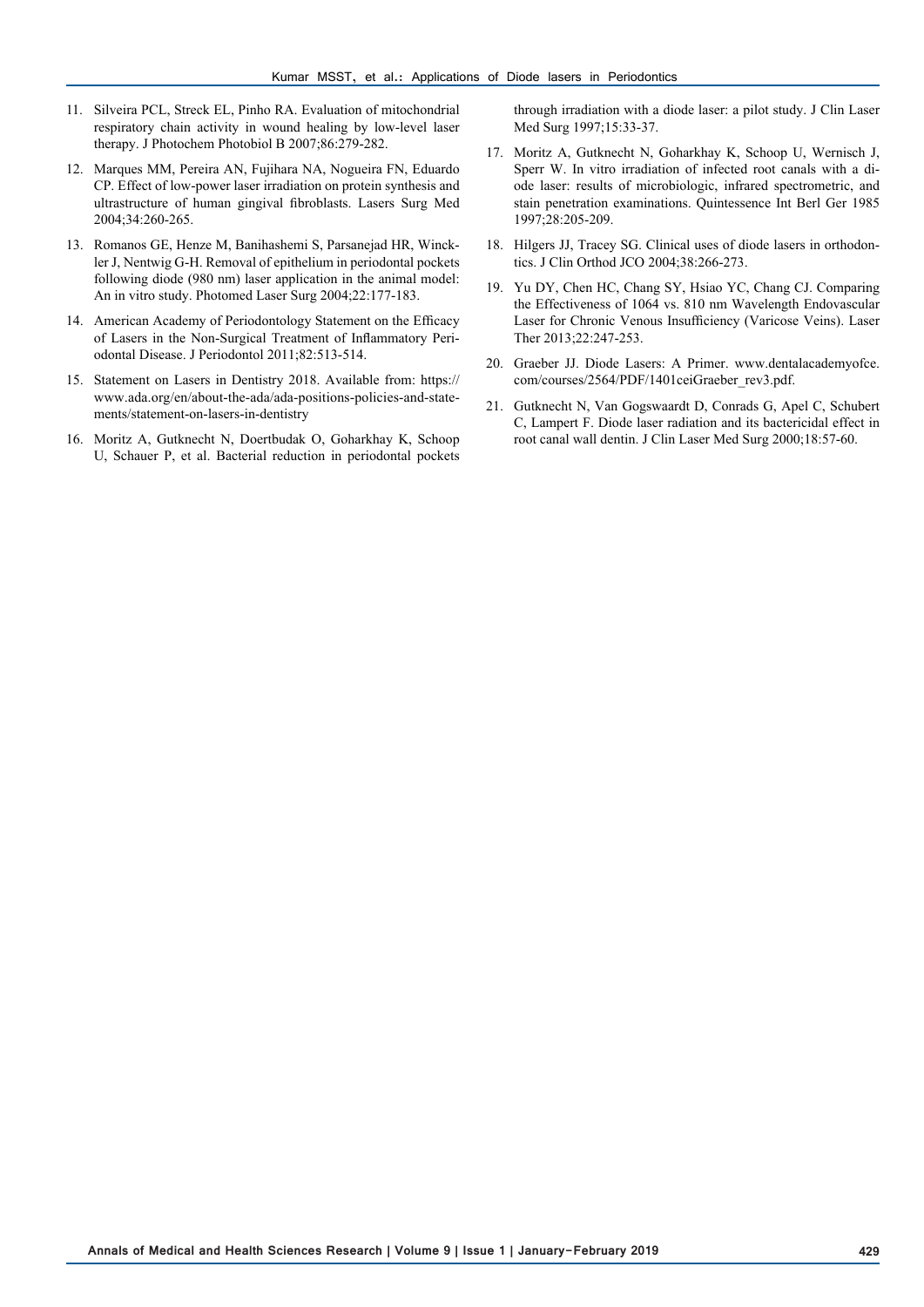11. Silveira PCL, Streck EL, Pinho RA. Evaluation of mitochondrial respiratory chain activity in wound healing by low-level laser therapy. J Photochem Photobiol B 2007;86:279-282.
12. Marques MM, Pereira AN, Fujihara NA, Nogueira FN, Eduardo CP. Effect of low-power laser irradiation on protein synthesis and ultrastructure of human gingival fibroblasts. Lasers Surg Med 2004;34:260-265.
13. Romanos GE, Henze M, Banihashemi S, Parsanejad HR, Winckler J, Nentwig G-H. Removal of epithelium in periodontal pockets following diode (980 nm) laser application in the animal model: An in vitro study. Photomed Laser Surg 2004;22:177-183.
14. American Academy of Periodontology Statement on the Efficacy of Lasers in the Non-Surgical Treatment of Inflammatory Periodontal Disease. J Periodontol 2011;82:513-514.
15. Statement on Lasers in Dentistry 2018. Available from: https://www.ada.org/en/about-the-ada/ada-positions-policies-and-statements/statement-on-lasers-in-dentistry
16. Moritz A, Gutknecht N, Doertbudak O, Goharkhay K, Schoop U, Schauer P, et al. Bacterial reduction in periodontal pockets through irradiation with a diode laser: a pilot study. J Clin Laser Med Surg 1997;15:33-37.
17. Moritz A, Gutknecht N, Goharkhay K, Schoop U, Wernisch J, Sperr W. In vitro irradiation of infected root canals with a diode laser: results of microbiologic, infrared spectrometric, and stain penetration examinations. Quintessence Int Berl Ger 1985 1997;28:205-209.
18. Hilgers JJ, Tracey SG. Clinical uses of diode lasers in orthodontics. J Clin Orthod JCO 2004;38:266-273.
19. Yu DY, Chen HC, Chang SY, Hsiao YC, Chang CJ. Comparing the Effectiveness of 1064 vs. 810 nm Wavelength Endovascular Laser for Chronic Venous Insufficiency (Varicose Veins). Laser Ther 2013;22:247-253.
20. Graeber JJ. Diode Lasers: A Primer. www.dentalacademyofce.com/courses/2564/PDF/1401ceiGraeber_rev3.pdf.
21. Gutknecht N, Van Gogswaardt D, Conrads G, Apel C, Schubert C, Lampert F. Diode laser radiation and its bactericidal effect in root canal wall dentin. J Clin Laser Med Surg 2000;18:57-60.